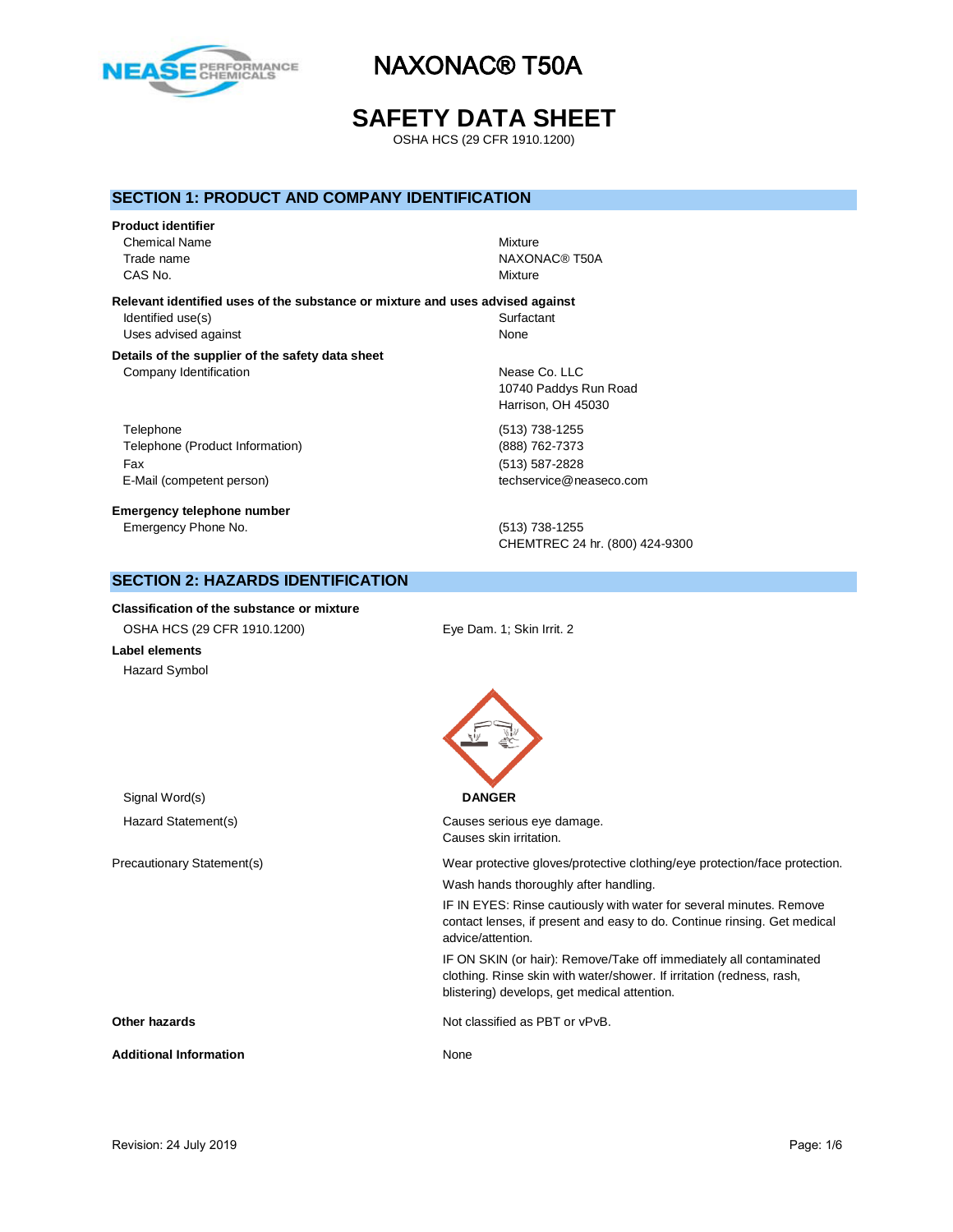# NAXONAC® T50A

# SAFETY DATA SHEET

OSHA HCS (29 CFR 1910.1200)

## SECTION 1: PRODUCT AND COMPANY IDENTIFICATION

**Product identifier**

| | |
|---|---|
| Chemical Name | Mixture |
| Trade name | NAXONAC® T50A |
| CAS No. | Mixture |

**Relevant identified uses of the substance or mixture and uses advised against**

| | |
|---|---|
| Identified use(s) | Surfactant |
| Uses advised against | None |

**Details of the supplier of the safety data sheet**

| | |
|---|---|
| Company Identification | Nease Co. LLC<br>10740 Paddys Run Road<br>Harrison, OH 45030 |
| Telephone | (513) 738-1255 |
| Telephone (Product Information) | (888) 762-7373 |
| Fax | (513) 587-2828 |
| E-Mail (competent person) | techservice@neaseco.com |

**Emergency telephone number**

| | |
|---|---|
| Emergency Phone No. | (513) 738-1255<br>CHEMTREC 24 hr. (800) 424-9300 |

## SECTION 2: HAZARDS IDENTIFICATION

**Classification of the substance or mixture**

OSHA HCS (29 CFR 1910.1200): Eye Dam. 1; Skin Irrit. 2

**Label elements**

Hazard Symbol

Signal Word(s): **DANGER**

Hazard Statement(s):
Causes serious eye damage.
Causes skin irritation.

Precautionary Statement(s):

Wear protective gloves/protective clothing/eye protection/face protection.

Wash hands thoroughly after handling.

IF IN EYES: Rinse cautiously with water for several minutes. Remove contact lenses, if present and easy to do. Continue rinsing. Get medical advice/attention.

IF ON SKIN (or hair): Remove/Take off immediately all contaminated clothing. Rinse skin with water/shower. If irritation (redness, rash, blistering) develops, get medical attention.

**Other hazards**: Not classified as PBT or vPvB.

**Additional Information**: None

Revision: 24 July 2019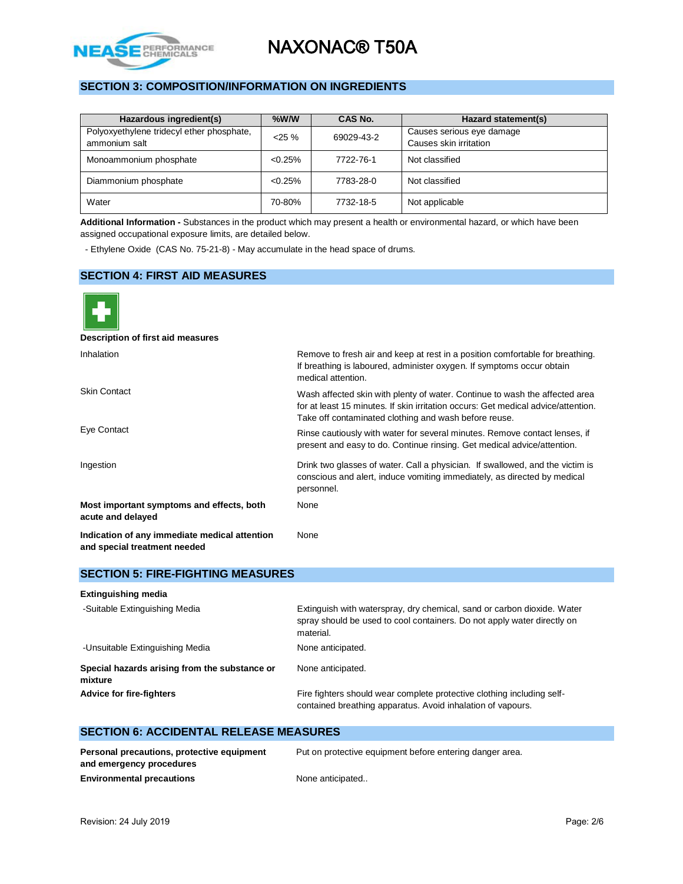## SECTION 3: COMPOSITION/INFORMATION ON INGREDIENTS

| Hazardous ingredient(s) | %W/W | CAS No. | Hazard statement(s) |
|---|---|---|---|
| Polyoxyethylene tridecyl ether phosphate, ammonium salt | <25 % | 69029-43-2 | Causes serious eye damage<br>Causes skin irritation |
| Monoammonium phosphate | <0.25% | 7722-76-1 | Not classified |
| Diammonium phosphate | <0.25% | 7783-28-0 | Not classified |
| Water | 70-80% | 7732-18-5 | Not applicable |

**Additional Information -** Substances in the product which may present a health or environmental hazard, or which have been assigned occupational exposure limits, are detailed below.

- Ethylene Oxide (CAS No. 75-21-8) - May accumulate in the head space of drums.

## SECTION 4: FIRST AID MEASURES

**Description of first aid measures**

Inhalation: Remove to fresh air and keep at rest in a position comfortable for breathing. If breathing is laboured, administer oxygen. If symptoms occur obtain medical attention.

Skin Contact: Wash affected skin with plenty of water. Continue to wash the affected area for at least 15 minutes. If skin irritation occurs: Get medical advice/attention. Take off contaminated clothing and wash before reuse.

Eye Contact: Rinse cautiously with water for several minutes. Remove contact lenses, if present and easy to do. Continue rinsing. Get medical advice/attention.

Ingestion: Drink two glasses of water. Call a physician. If swallowed, and the victim is conscious and alert, induce vomiting immediately, as directed by medical personnel.

**Most important symptoms and effects, both acute and delayed**: None

**Indication of any immediate medical attention and special treatment needed**: None

## SECTION 5: FIRE-FIGHTING MEASURES

**Extinguishing media**

-Suitable Extinguishing Media: Extinguish with waterspray, dry chemical, sand or carbon dioxide. Water spray should be used to cool containers. Do not apply water directly on material.

-Unsuitable Extinguishing Media: None anticipated.

**Special hazards arising from the substance or mixture**: None anticipated.

**Advice for fire-fighters**: Fire fighters should wear complete protective clothing including self-contained breathing apparatus. Avoid inhalation of vapours.

## SECTION 6: ACCIDENTAL RELEASE MEASURES

**Personal precautions, protective equipment and emergency procedures**: Put on protective equipment before entering danger area.

**Environmental precautions**: None anticipated..

Revision: 24 July 2019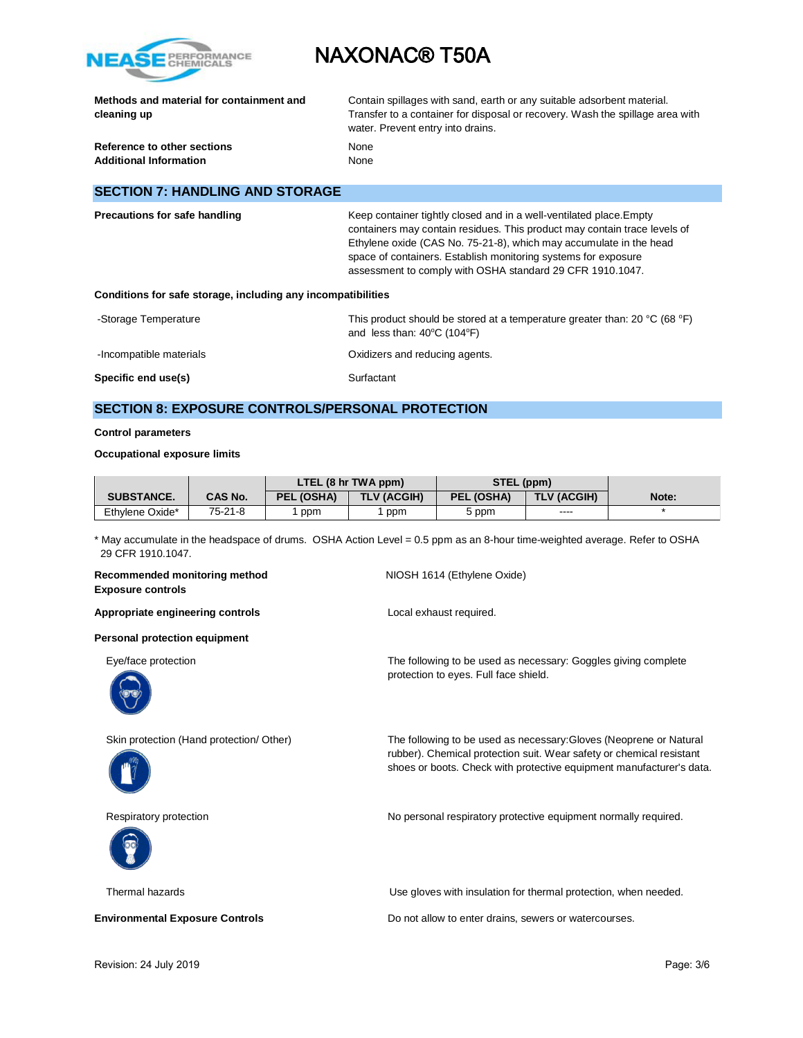**Methods and material for containment and cleaning up** — Contain spillages with sand, earth or any suitable adsorbent material. Transfer to a container for disposal or recovery. Wash the spillage area with water. Prevent entry into drains.

**Reference to other sections** — None

**Additional Information** — None

## SECTION 7: HANDLING AND STORAGE

**Precautions for safe handling** — Keep container tightly closed and in a well-ventilated place.Empty containers may contain residues. This product may contain trace levels of Ethylene oxide (CAS No. 75-21-8), which may accumulate in the head space of containers. Establish monitoring systems for exposure assessment to comply with OSHA standard 29 CFR 1910.1047.

**Conditions for safe storage, including any incompatibilities**

-Storage Temperature — This product should be stored at a temperature greater than: 20 °C (68 °F) and less than: 40°C (104°F)

-Incompatible materials — Oxidizers and reducing agents.

**Specific end use(s)** — Surfactant

## SECTION 8: EXPOSURE CONTROLS/PERSONAL PROTECTION

**Control parameters**

**Occupational exposure limits**

| SUBSTANCE. | CAS No. | LTEL (8 hr TWA ppm) | | STEL (ppm) | | Note: |
|---|---|---|---|---|---|---|
| | | PEL (OSHA) | TLV (ACGIH) | PEL (OSHA) | TLV (ACGIH) | |
| Ethylene Oxide* | 75-21-8 | 1 ppm | 1 ppm | 5 ppm | ---- | * |

* May accumulate in the headspace of drums. OSHA Action Level = 0.5 ppm as an 8-hour time-weighted average. Refer to OSHA 29 CFR 1910.1047.

**Recommended monitoring method** — NIOSH 1614 (Ethylene Oxide)

**Exposure controls**

**Appropriate engineering controls** — Local exhaust required.

**Personal protection equipment**

Eye/face protection — The following to be used as necessary: Goggles giving complete protection to eyes. Full face shield.

Skin protection (Hand protection/ Other) — The following to be used as necessary:Gloves (Neoprene or Natural rubber). Chemical protection suit. Wear safety or chemical resistant shoes or boots. Check with protective equipment manufacturer's data.

Respiratory protection — No personal respiratory protective equipment normally required.

Thermal hazards — Use gloves with insulation for thermal protection, when needed.

**Environmental Exposure Controls** — Do not allow to enter drains, sewers or watercourses.

Revision: 24 July 2019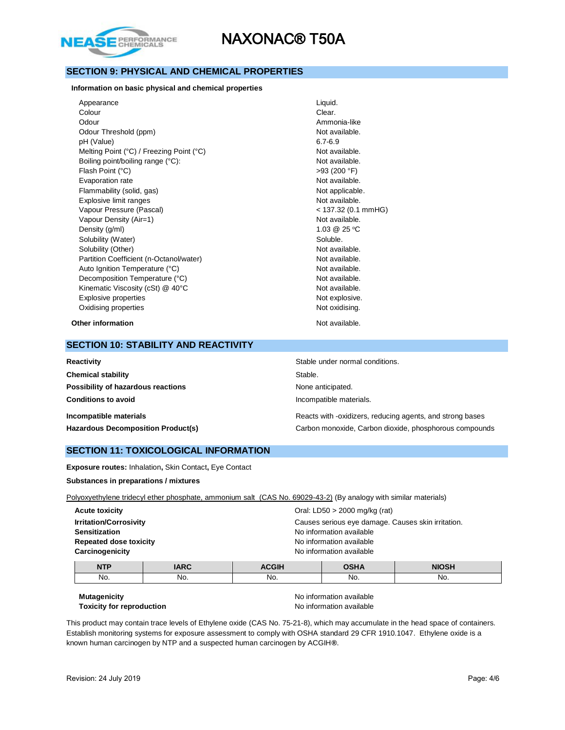## SECTION 9: PHYSICAL AND CHEMICAL PROPERTIES

**Information on basic physical and chemical properties**

| Property | Value |
|---|---|
| Appearance | Liquid. |
| Colour | Clear. |
| Odour | Ammonia-like |
| Odour Threshold (ppm) | Not available. |
| pH (Value) | 6.7-6.9 |
| Melting Point (°C) / Freezing Point (°C) | Not available. |
| Boiling point/boiling range (°C): | Not available. |
| Flash Point (°C) | >93 (200 °F) |
| Evaporation rate | Not available. |
| Flammability (solid, gas) | Not applicable. |
| Explosive limit ranges | Not available. |
| Vapour Pressure (Pascal) | < 137.32 (0.1 mmHG) |
| Vapour Density (Air=1) | Not available. |
| Density (g/ml) | 1.03 @ 25 °C |
| Solubility (Water) | Soluble. |
| Solubility (Other) | Not available. |
| Partition Coefficient (n-Octanol/water) | Not available. |
| Auto Ignition Temperature (°C) | Not available. |
| Decomposition Temperature (°C) | Not available. |
| Kinematic Viscosity (cSt) @ 40°C | Not available. |
| Explosive properties | Not explosive. |
| Oxidising properties | Not oxidising. |

**Other information** Not available.

## SECTION 10: STABILITY AND REACTIVITY

| | |
|---|---|
| **Reactivity** | Stable under normal conditions. |
| **Chemical stability** | Stable. |
| **Possibility of hazardous reactions** | None anticipated. |
| **Conditions to avoid** | Incompatible materials. |
| **Incompatible materials** | Reacts with -oxidizers, reducing agents, and strong bases |
| **Hazardous Decomposition Product(s)** | Carbon monoxide, Carbon dioxide, phosphorous compounds |

## SECTION 11: TOXICOLOGICAL INFORMATION

**Exposure routes:** Inhalation**,** Skin Contact**,** Eye Contact

**Substances in preparations / mixtures**

Polyoxyethylene tridecyl ether phosphate, ammonium salt (CAS No. 69029-43-2) (By analogy with similar materials)

| | |
|---|---|
| **Acute toxicity** | Oral: LD50 > 2000 mg/kg (rat) |
| **Irritation/Corrosivity** | Causes serious eye damage. Causes skin irritation. |
| **Sensitization** | No information available |
| **Repeated dose toxicity** | No information available |
| **Carcinogenicity** | No information available |

| NTP | IARC | ACGIH | OSHA | NIOSH |
|---|---|---|---|---|
| No. | No. | No. | No. | No. |

| | |
|---|---|
| **Mutagenicity** | No information available |
| **Toxicity for reproduction** | No information available |

This product may contain trace levels of Ethylene oxide (CAS No. 75-21-8), which may accumulate in the head space of containers. Establish monitoring systems for exposure assessment to comply with OSHA standard 29 CFR 1910.1047. Ethylene oxide is a known human carcinogen by NTP and a suspected human carcinogen by ACGIH®.

Revision: 24 July 2019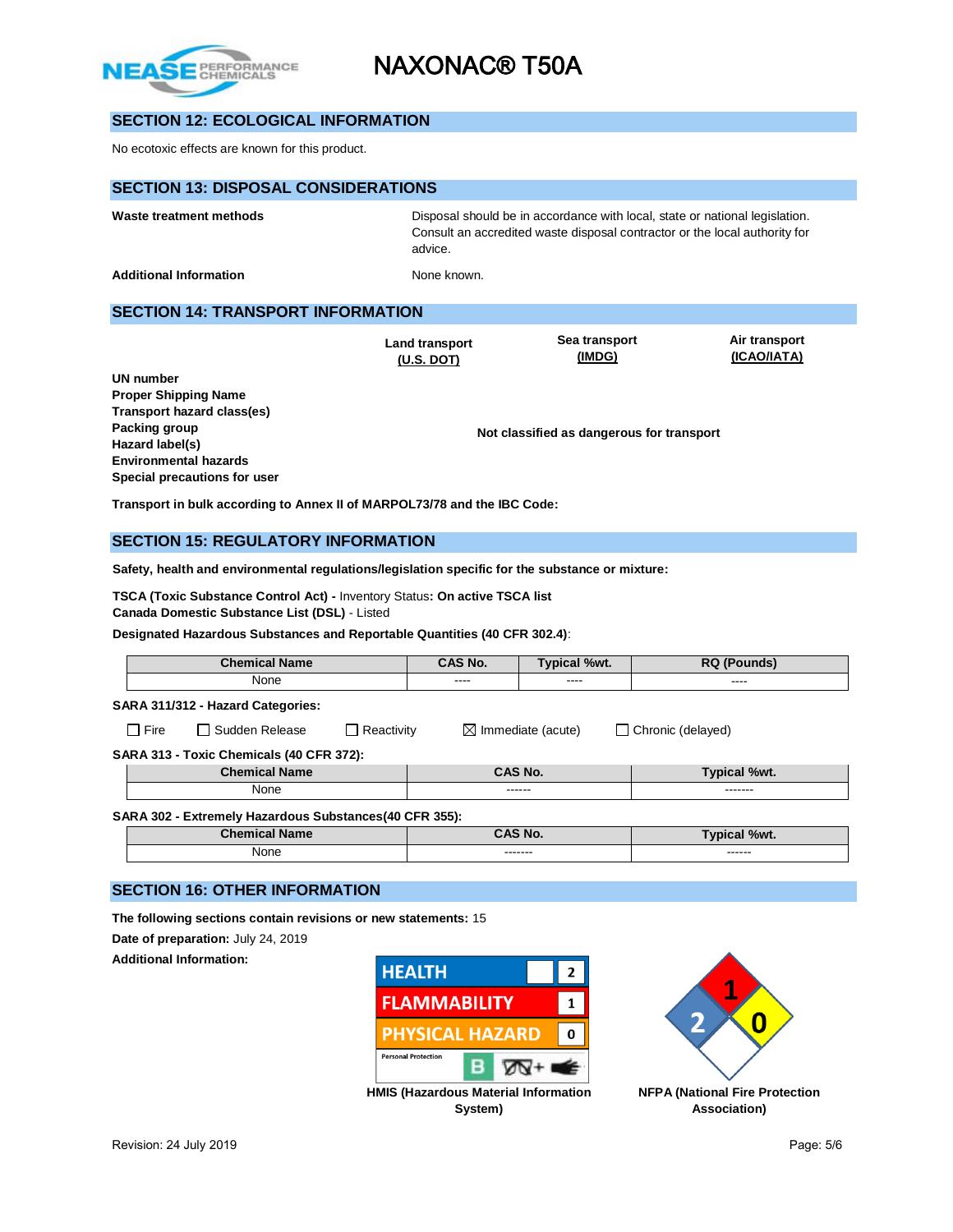## SECTION 12: ECOLOGICAL INFORMATION

No ecotoxic effects are known for this product.

## SECTION 13: DISPOSAL CONSIDERATIONS

**Waste treatment methods** Disposal should be in accordance with local, state or national legislation. Consult an accredited waste disposal contractor or the local authority for advice.

**Additional Information** None known.

## SECTION 14: TRANSPORT INFORMATION

| | Land transport (U.S. DOT) | Sea transport (IMDG) | Air transport (ICAO/IATA) |
|---|---|---|---|
| **UN number** | | | |
| **Proper Shipping Name** | | | |
| **Transport hazard class(es)** | | | |
| **Packing group** | | **Not classified as dangerous for transport** | |
| **Hazard label(s)** | | | |
| **Environmental hazards** | | | |
| **Special precautions for user** | | | |

**Transport in bulk according to Annex II of MARPOL73/78 and the IBC Code:**

## SECTION 15: REGULATORY INFORMATION

**Safety, health and environmental regulations/legislation specific for the substance or mixture:**

**TSCA (Toxic Substance Control Act) -** Inventory Status**: On active TSCA list**
**Canada Domestic Substance List (DSL)** - Listed

**Designated Hazardous Substances and Reportable Quantities (40 CFR 302.4)**:

| Chemical Name | CAS No. | Typical %wt. | RQ (Pounds) |
|---|---|---|---|
| None | ---- | ---- | ---- |

**SARA 311/312 - Hazard Categories:**

☐ Fire ☐ Sudden Release ☐ Reactivity ☒ Immediate (acute) ☐ Chronic (delayed)

**SARA 313 - Toxic Chemicals (40 CFR 372):**

| Chemical Name | CAS No. | Typical %wt. |
|---|---|---|
| None | ------ | ------- |

**SARA 302 - Extremely Hazardous Substances(40 CFR 355):**

| Chemical Name | CAS No. | Typical %wt. |
|---|---|---|
| None | ------- | ------ |

## SECTION 16: OTHER INFORMATION

**The following sections contain revisions or new statements:** 15

**Date of preparation:** July 24, 2019

**Additional Information:**

| HMIS | |
|---|---|
| HEALTH | 2 |
| FLAMMABILITY | 1 |
| PHYSICAL HAZARD | 0 |
| Personal Protection | B |

**HMIS (Hazardous Material Information System)**

NFPA: Health 2, Flammability 1, Instability 0

**NFPA (National Fire Protection Association)**

Revision: 24 July 2019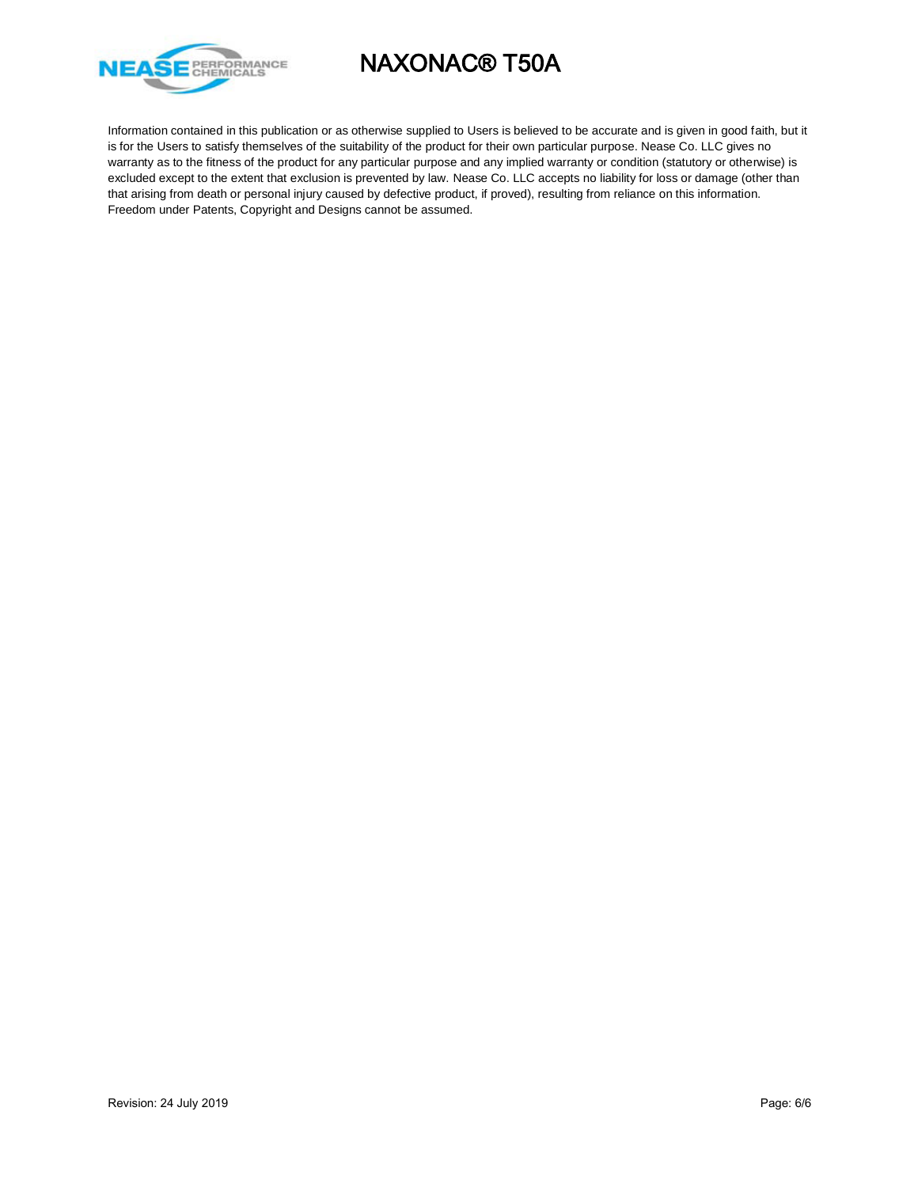Information contained in this publication or as otherwise supplied to Users is believed to be accurate and is given in good faith, but it is for the Users to satisfy themselves of the suitability of the product for their own particular purpose. Nease Co. LLC gives no warranty as to the fitness of the product for any particular purpose and any implied warranty or condition (statutory or otherwise) is excluded except to the extent that exclusion is prevented by law. Nease Co. LLC accepts no liability for loss or damage (other than that arising from death or personal injury caused by defective product, if proved), resulting from reliance on this information. Freedom under Patents, Copyright and Designs cannot be assumed.